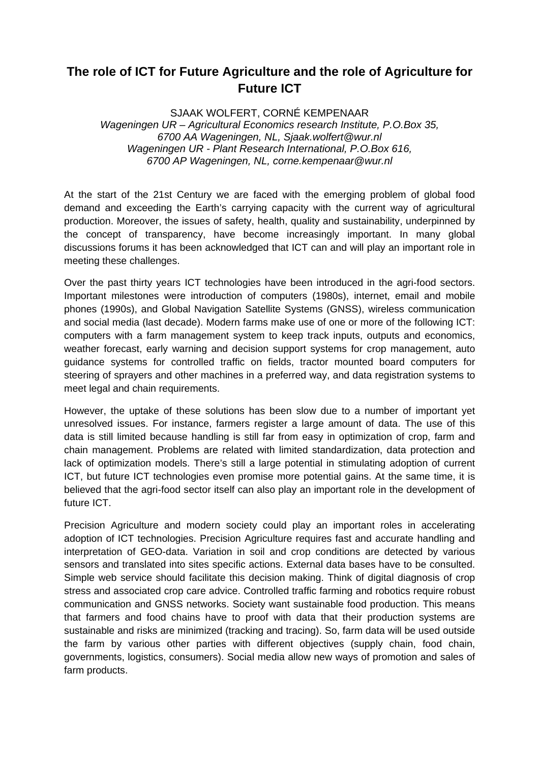# The role of ICT for Future Agriculture and the role of Agriculture for Future ICT

SJAAK WOLFERT, CORNÉ KEMPENAAR
*Wageningen UR – Agricultural Economics research Institute, P.O.Box 35, 6700 AA Wageningen, NL, Sjaak.wolfert@wur.nl*
*Wageningen UR - Plant Research International, P.O.Box 616, 6700 AP Wageningen, NL, corne.kempenaar@wur.nl*

At the start of the 21st Century we are faced with the emerging problem of global food demand and exceeding the Earth's carrying capacity with the current way of agricultural production. Moreover, the issues of safety, health, quality and sustainability, underpinned by the concept of transparency, have become increasingly important. In many global discussions forums it has been acknowledged that ICT can and will play an important role in meeting these challenges.

Over the past thirty years ICT technologies have been introduced in the agri-food sectors. Important milestones were introduction of computers (1980s), internet, email and mobile phones (1990s), and Global Navigation Satellite Systems (GNSS), wireless communication and social media (last decade). Modern farms make use of one or more of the following ICT: computers with a farm management system to keep track inputs, outputs and economics, weather forecast, early warning and decision support systems for crop management, auto guidance systems for controlled traffic on fields, tractor mounted board computers for steering of sprayers and other machines in a preferred way, and data registration systems to meet legal and chain requirements.

However, the uptake of these solutions has been slow due to a number of important yet unresolved issues. For instance, farmers register a large amount of data. The use of this data is still limited because handling is still far from easy in optimization of crop, farm and chain management. Problems are related with limited standardization, data protection and lack of optimization models. There's still a large potential in stimulating adoption of current ICT, but future ICT technologies even promise more potential gains. At the same time, it is believed that the agri-food sector itself can also play an important role in the development of future ICT.

Precision Agriculture and modern society could play an important roles in accelerating adoption of ICT technologies. Precision Agriculture requires fast and accurate handling and interpretation of GEO-data. Variation in soil and crop conditions are detected by various sensors and translated into sites specific actions. External data bases have to be consulted. Simple web service should facilitate this decision making. Think of digital diagnosis of crop stress and associated crop care advice. Controlled traffic farming and robotics require robust communication and GNSS networks. Society want sustainable food production. This means that farmers and food chains have to proof with data that their production systems are sustainable and risks are minimized (tracking and tracing). So, farm data will be used outside the farm by various other parties with different objectives (supply chain, food chain, governments, logistics, consumers). Social media allow new ways of promotion and sales of farm products.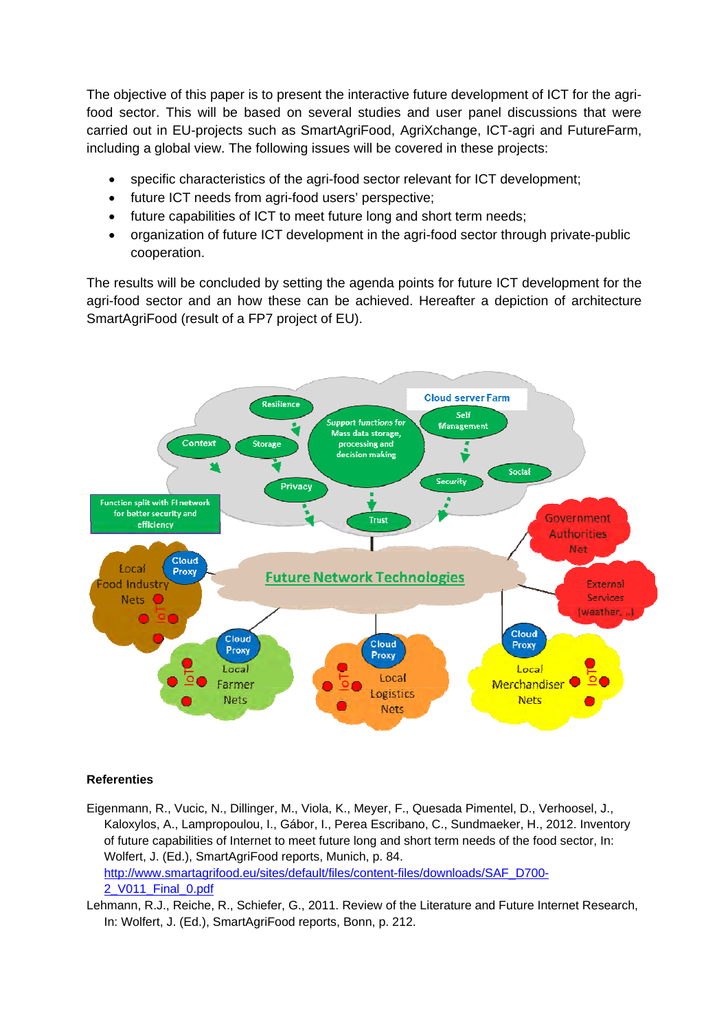The objective of this paper is to present the interactive future development of ICT for the agri-food sector. This will be based on several studies and user panel discussions that were carried out in EU-projects such as SmartAgriFood, AgriXchange, ICT-agri and FutureFarm, including a global view. The following issues will be covered in these projects:

- specific characteristics of the agri-food sector relevant for ICT development;
- future ICT needs from agri-food users' perspective;
- future capabilities of ICT to meet future long and short term needs;
- organization of future ICT development in the agri-food sector through private-public cooperation.

The results will be concluded by setting the agenda points for future ICT development for the agri-food sector and an how these can be achieved. Hereafter a depiction of architecture SmartAgriFood (result of a FP7 project of EU).

**Referenties**

Eigenmann, R., Vucic, N., Dillinger, M., Viola, K., Meyer, F., Quesada Pimentel, D., Verhoosel, J., Kaloxylos, A., Lampropoulou, I., Gábor, I., Perea Escribano, C., Sundmaeker, H., 2012. Inventory of future capabilities of Internet to meet future long and short term needs of the food sector, In: Wolfert, J. (Ed.), SmartAgriFood reports, Munich, p. 84. http://www.smartagrifood.eu/sites/default/files/content-files/downloads/SAF_D700-2_V011_Final_0.pdf

Lehmann, R.J., Reiche, R., Schiefer, G., 2011. Review of the Literature and Future Internet Research, In: Wolfert, J. (Ed.), SmartAgriFood reports, Bonn, p. 212.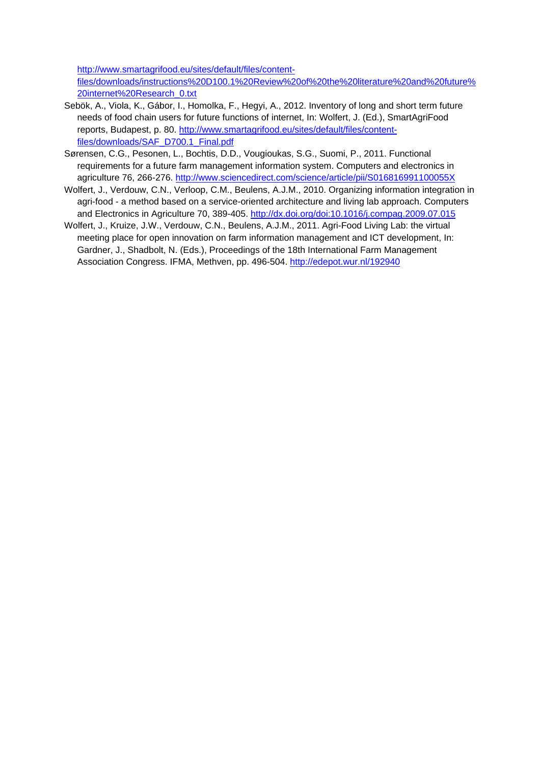http://www.smartagrifood.eu/sites/default/files/content-files/downloads/instructions%20D100.1%20Review%20of%20the%20literature%20and%20future%20internet%20Research_0.txt

Sebök, A., Viola, K., Gábor, I., Homolka, F., Hegyi, A., 2012. Inventory of long and short term future needs of food chain users for future functions of internet, In: Wolfert, J. (Ed.), SmartAgriFood reports, Budapest, p. 80. http://www.smartagrifood.eu/sites/default/files/content-files/downloads/SAF_D700.1_Final.pdf

Sørensen, C.G., Pesonen, L., Bochtis, D.D., Vougioukas, S.G., Suomi, P., 2011. Functional requirements for a future farm management information system. Computers and electronics in agriculture 76, 266-276. http://www.sciencedirect.com/science/article/pii/S016816991100055X

Wolfert, J., Verdouw, C.N., Verloop, C.M., Beulens, A.J.M., 2010. Organizing information integration in agri-food - a method based on a service-oriented architecture and living lab approach. Computers and Electronics in Agriculture 70, 389-405. http://dx.doi.org/doi:10.1016/j.compag.2009.07.015

Wolfert, J., Kruize, J.W., Verdouw, C.N., Beulens, A.J.M., 2011. Agri-Food Living Lab: the virtual meeting place for open innovation on farm information management and ICT development, In: Gardner, J., Shadbolt, N. (Eds.), Proceedings of the 18th International Farm Management Association Congress. IFMA, Methven, pp. 496-504. http://edepot.wur.nl/192940